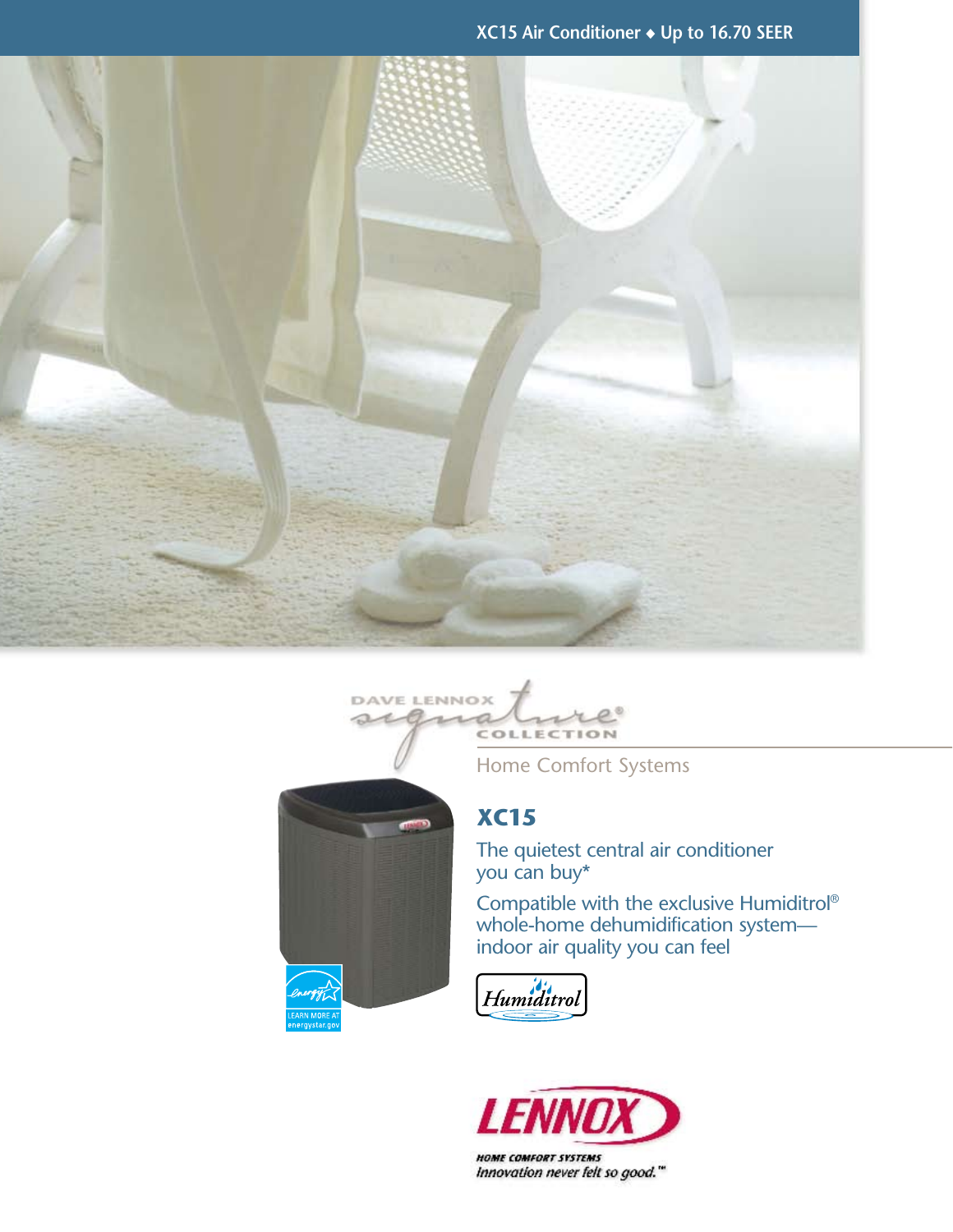XC15 Air Conditioner ◆ Up to 16.70 SEER

DAVE LENNOX signature® COLLECTION

Home Comfort Systems

# XC15

The quietest central air conditioner you can buy*

Compatible with the exclusive Humiditrol® whole-home dehumidification system—indoor air quality you can feel

Humiditrol

LEARN MORE AT energystar.gov

LENNOX

HOME COMFORT SYSTEMS

Innovation never felt so good.™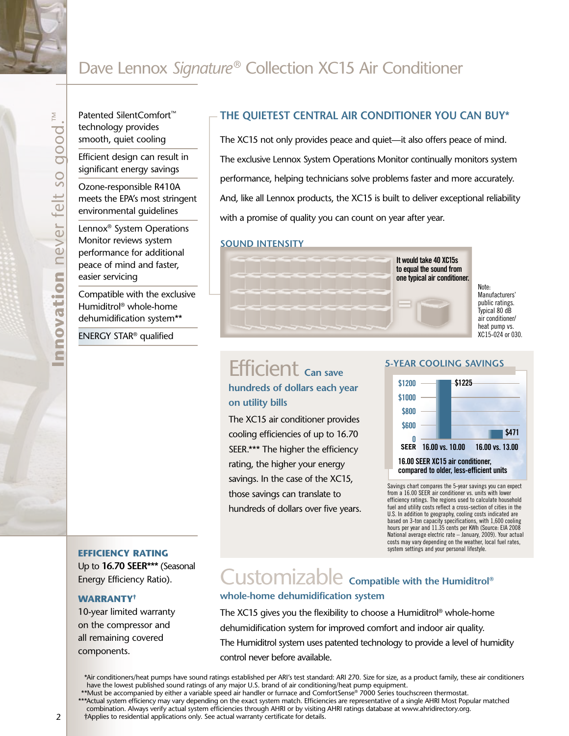# Dave Lennox *Signature*® Collection XC15 Air Conditioner

**Innovation** never felt so good.™

- Patented SilentComfort™ technology provides smooth, quiet cooling
- Efficient design can result in significant energy savings
- Ozone-responsible R410A meets the EPA's most stringent environmental guidelines
- Lennox® System Operations Monitor reviews system performance for additional peace of mind and faster, easier servicing
- Compatible with the exclusive Humiditrol® whole-home dehumidification system**
- ENERGY STAR® qualified

## THE QUIETEST CENTRAL AIR CONDITIONER YOU CAN BUY*

The XC15 not only provides peace and quiet—it also offers peace of mind. The exclusive Lennox System Operations Monitor continually monitors system performance, helping technicians solve problems faster and more accurately. And, like all Lennox products, the XC15 is built to deliver exceptional reliability with a promise of quality you can count on year after year.

### SOUND INTENSITY

It would take 40 XC15s to equal the sound from one typical air conditioner.

Note: Manufacturers' public ratings. Typical 80 dB air conditioner/heat pump vs. XC15-024 or 030.

## Efficient Can save hundreds of dollars each year on utility bills

The XC15 air conditioner provides cooling efficiencies of up to 16.70 SEER.*** The higher the efficiency rating, the higher your energy savings. In the case of the XC15, those savings can translate to hundreds of dollars over five years.

### 5-YEAR COOLING SAVINGS

| SEER | 16.00 vs. 10.00 | 16.00 vs. 13.00 |
|---|---|---|
| 5-year savings | $1225 | $471 |

16.00 SEER XC15 air conditioner, compared to older, less-efficient units

Savings chart compares the 5-year savings you can expect from a 16.00 SEER air conditioner vs. units with lower efficiency ratings. The regions used to calculate household fuel and utility costs reflect a cross-section of cities in the U.S. In addition to geography, cooling costs indicated are based on 3-ton capacity specifications, with 1,600 cooling hours per year and 11.35 cents per KWh (Source: EIA 2008 National average electric rate – January, 2009). Your actual costs may vary depending on the weather, local fuel rates, system settings and your personal lifestyle.

### EFFICIENCY RATING

Up to **16.70 SEER***** (Seasonal Energy Efficiency Ratio).

### WARRANTY†

10-year limited warranty on the compressor and all remaining covered components.

## Customizable Compatible with the Humiditrol® whole-home dehumidification system

The XC15 gives you the flexibility to choose a Humiditrol® whole-home dehumidification system for improved comfort and indoor air quality. The Humiditrol system uses patented technology to provide a level of humidity control never before available.

*Air conditioners/heat pumps have sound ratings established per ARI's test standard: ARI 270. Size for size, as a product family, these air conditioners have the lowest published sound ratings of any major U.S. brand of air conditioning/heat pump equipment.
**Must be accompanied by either a variable speed air handler or furnace and ComfortSense® 7000 Series touchscreen thermostat.
***Actual system efficiency may vary depending on the exact system match. Efficiencies are representative of a single AHRI Most Popular matched combination. Always verify actual system efficiencies through AHRI or by visiting AHRI ratings database at www.ahridirectory.org.
†Applies to residential applications only. See actual warranty certificate for details.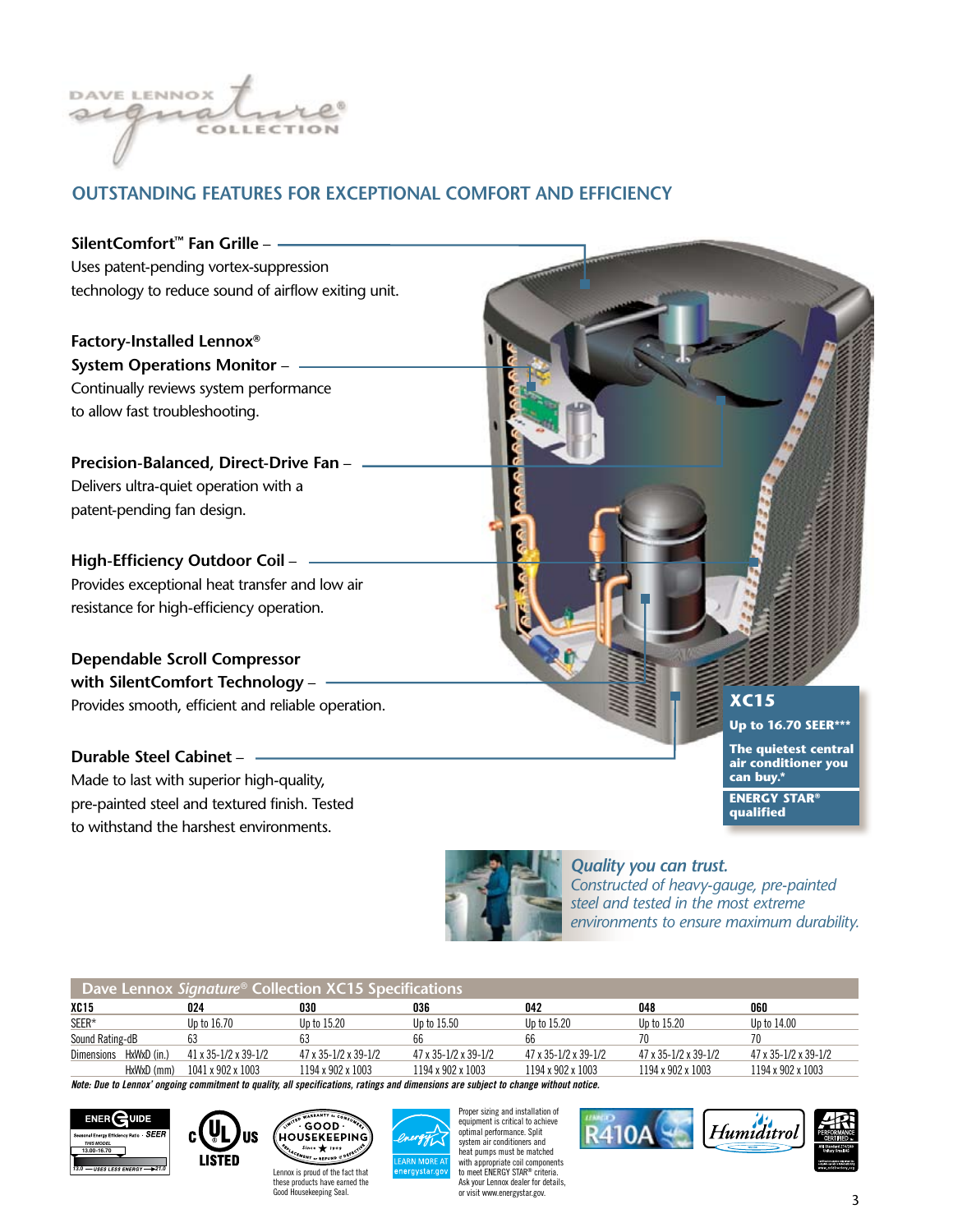DAVE LENNOX signature® COLLECTION

## OUTSTANDING FEATURES FOR EXCEPTIONAL COMFORT AND EFFICIENCY

**SilentComfort™ Fan Grille** – Uses patent-pending vortex-suppression technology to reduce sound of airflow exiting unit.

**Factory-Installed Lennox® System Operations Monitor** – Continually reviews system performance to allow fast troubleshooting.

**Precision-Balanced, Direct-Drive Fan** – Delivers ultra-quiet operation with a patent-pending fan design.

**High-Efficiency Outdoor Coil** – Provides exceptional heat transfer and low air resistance for high-efficiency operation.

**Dependable Scroll Compressor with SilentComfort Technology** – Provides smooth, efficient and reliable operation.

**Durable Steel Cabinet** – Made to last with superior high-quality, pre-painted steel and textured finish. Tested to withstand the harshest environments.

**XC15**

**Up to 16.70 SEER*****

**The quietest central air conditioner you can buy.***

**ENERGY STAR® qualified**

*Quality you can trust.* *Constructed of heavy-gauge, pre-painted steel and tested in the most extreme environments to ensure maximum durability.*

### Dave Lennox *Signature*® Collection XC15 Specifications

| XC15 | | 024 | 030 | 036 | 042 | 048 | 060 |
|---|---|---|---|---|---|---|---|
| SEER* | | Up to 16.70 | Up to 15.20 | Up to 15.50 | Up to 15.20 | Up to 15.20 | Up to 14.00 |
| Sound Rating-dB | | 63 | 63 | 66 | 66 | 70 | 70 |
| Dimensions | HxWxD (in.) | 41 x 35-1/2 x 39-1/2 | 47 x 35-1/2 x 39-1/2 | 47 x 35-1/2 x 39-1/2 | 47 x 35-1/2 x 39-1/2 | 47 x 35-1/2 x 39-1/2 | 47 x 35-1/2 x 39-1/2 |
| | HxWxD (mm) | 1041 x 902 x 1003 | 1194 x 902 x 1003 | 1194 x 902 x 1003 | 1194 x 902 x 1003 | 1194 x 902 x 1003 | 1194 x 902 x 1003 |

*Note: Due to Lennox' ongoing commitment to quality, all specifications, ratings and dimensions are subject to change without notice.*

ENERGUIDE – Seasonal Energy Efficiency Ratio · SEER – THIS MODEL 13.00-16.70 – 13.0 — USES LESS ENERGY → 21.0

c UL US LISTED

Lennox is proud of the fact that these products have earned the Good Housekeeping Seal.

LEARN MORE AT energystar.gov

Proper sizing and installation of equipment is critical to achieve optimal performance. Split system air conditioners and heat pumps must be matched with appropriate coil components to meet ENERGY STAR® criteria. Ask your Lennox dealer for details, or visit www.energystar.gov.

R410A

Humiditrol

ARI PERFORMANCE CERTIFIED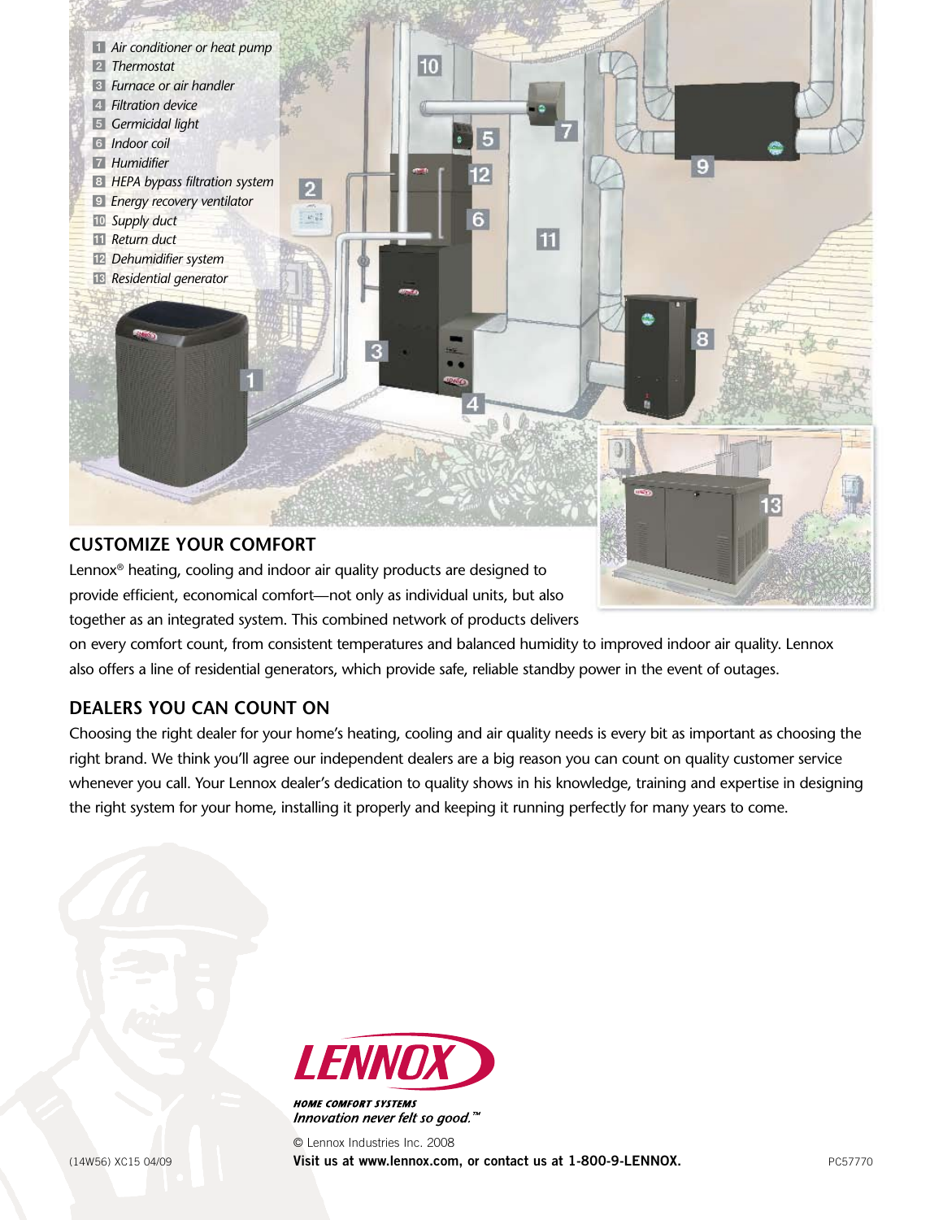1. *Air conditioner or heat pump*
2. *Thermostat*
3. *Furnace or air handler*
4. *Filtration device*
5. *Germicidal light*
6. *Indoor coil*
7. *Humidifier*
8. *HEPA bypass filtration system*
9. *Energy recovery ventilator*
10. *Supply duct*
11. *Return duct*
12. *Dehumidifier system*
13. *Residential generator*

## CUSTOMIZE YOUR COMFORT

Lennox® heating, cooling and indoor air quality products are designed to provide efficient, economical comfort—not only as individual units, but also together as an integrated system. This combined network of products delivers on every comfort count, from consistent temperatures and balanced humidity to improved indoor air quality. Lennox also offers a line of residential generators, which provide safe, reliable standby power in the event of outages.

## DEALERS YOU CAN COUNT ON

Choosing the right dealer for your home's heating, cooling and air quality needs is every bit as important as choosing the right brand. We think you'll agree our independent dealers are a big reason you can count on quality customer service whenever you call. Your Lennox dealer's dedication to quality shows in his knowledge, training and expertise in designing the right system for your home, installing it properly and keeping it running perfectly for many years to come.

LENNOX

***HOME COMFORT SYSTEMS***

*Innovation never felt so good.*™

© Lennox Industries Inc. 2008

**Visit us at www.lennox.com, or contact us at 1-800-9-LENNOX.**

(14W56) XC15 04/09

PC57770